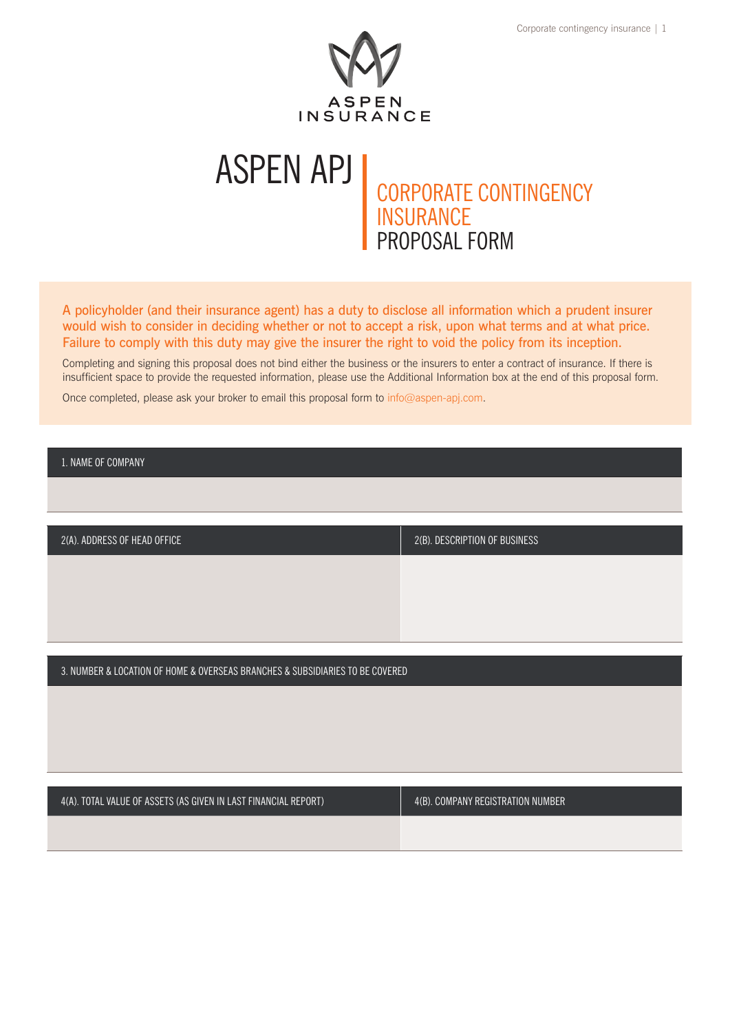ASPEN INSURANCE

# ASPEN APJ | CORPORATE CONTINGENCY INSURANCE PROPOSAL FORM

**A policyholder (and their insurance agent) has a duty to disclose all information which a prudent insurer would wish to consider in deciding whether or not to accept a risk, upon what terms and at what price. Failure to comply with this duty may give the insurer the right to void the policy from its inception.**

Completing and signing this proposal does not bind either the business or the insurers to enter a contract of insurance. If there is insufficient space to provide the requested information, please use the Additional Information box at the end of this proposal form.

Once completed, please ask your broker to email this proposal form to info@aspen-apj.com.

| 1. NAME OF COMPANY |
|---|
| |

| 2(A). ADDRESS OF HEAD OFFICE | 2(B). DESCRIPTION OF BUSINESS |
|---|---|
| | |

| 3. NUMBER & LOCATION OF HOME & OVERSEAS BRANCHES & SUBSIDIARIES TO BE COVERED |
|---|
| |

| 4(A). TOTAL VALUE OF ASSETS (AS GIVEN IN LAST FINANCIAL REPORT) | 4(B). COMPANY REGISTRATION NUMBER |
|---|---|
| | |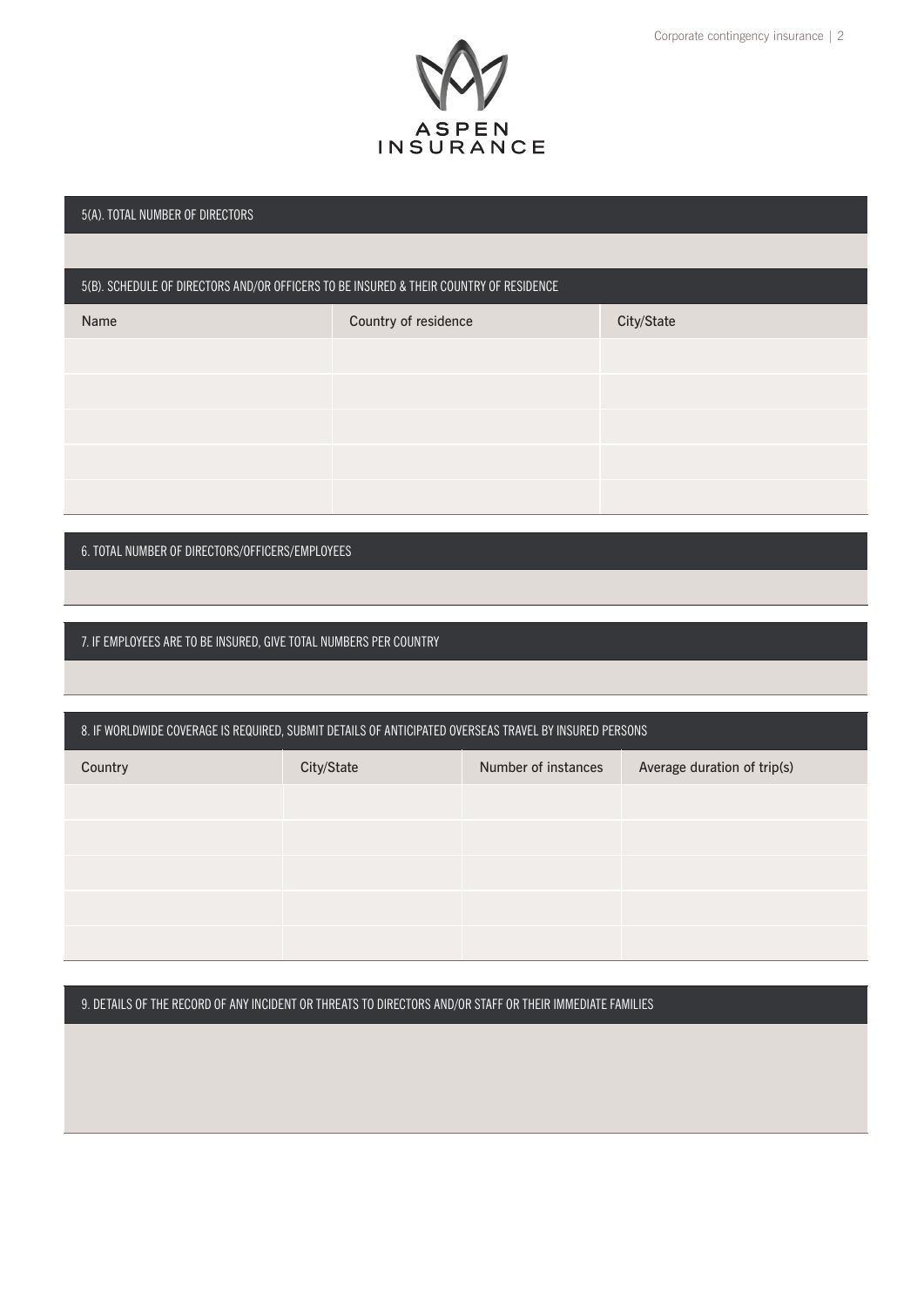ASPEN INSURANCE

## 5(A). TOTAL NUMBER OF DIRECTORS

## 5(B). SCHEDULE OF DIRECTORS AND/OR OFFICERS TO BE INSURED & THEIR COUNTRY OF RESIDENCE

| Name | Country of residence | City/State |
| --- | --- | --- |
| | | |
| | | |
| | | |
| | | |
| | | |

## 6. TOTAL NUMBER OF DIRECTORS/OFFICERS/EMPLOYEES

## 7. IF EMPLOYEES ARE TO BE INSURED, GIVE TOTAL NUMBERS PER COUNTRY

## 8. IF WORLDWIDE COVERAGE IS REQUIRED, SUBMIT DETAILS OF ANTICIPATED OVERSEAS TRAVEL BY INSURED PERSONS

| Country | City/State | Number of instances | Average duration of trip(s) |
| --- | --- | --- | --- |
| | | | |
| | | | |
| | | | |
| | | | |
| | | | |

## 9. DETAILS OF THE RECORD OF ANY INCIDENT OR THREATS TO DIRECTORS AND/OR STAFF OR THEIR IMMEDIATE FAMILIES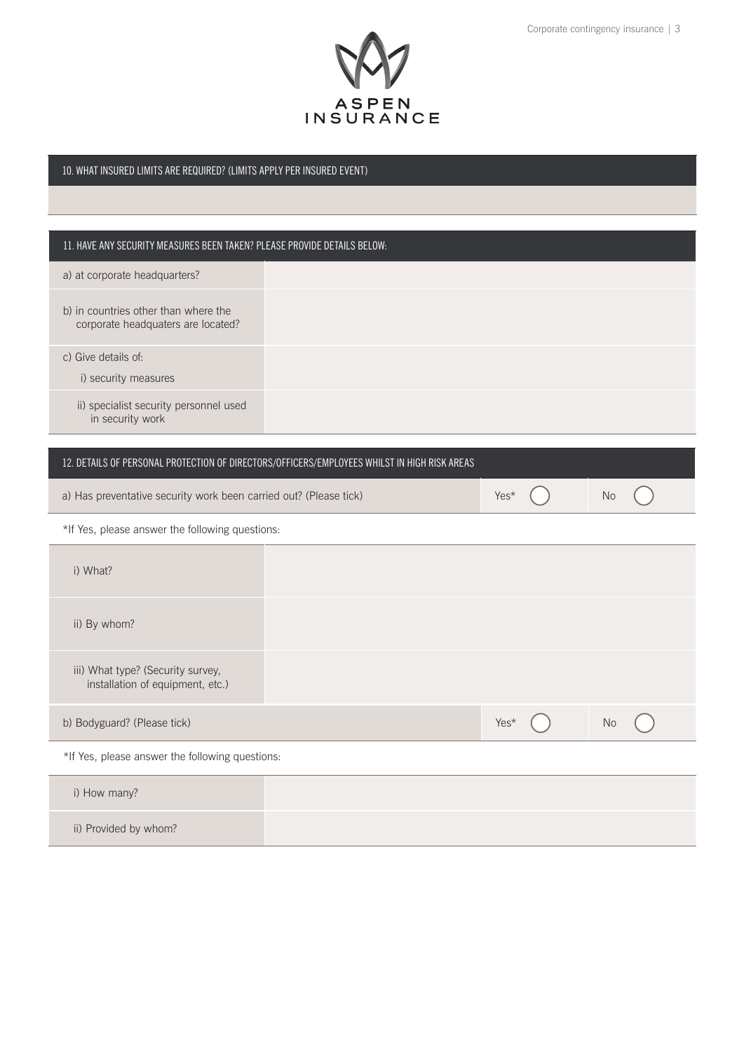## 10. WHAT INSURED LIMITS ARE REQUIRED? (LIMITS APPLY PER INSURED EVENT)

| |
|---|
| |

## 11. HAVE ANY SECURITY MEASURES BEEN TAKEN? PLEASE PROVIDE DETAILS BELOW:

| | |
|---|---|
| a) at corporate headquarters? | |
| b) in countries other than where the corporate headquaters are located? | |
| c) Give details of: i) security measures | |
| ii) specialist security personnel used in security work | |

## 12. DETAILS OF PERSONAL PROTECTION OF DIRECTORS/OFFICERS/EMPLOYEES WHILST IN HIGH RISK AREAS

| | | |
|---|---|---|
| a) Has preventative security work been carried out? (Please tick) | Yes* ( ) | No ( ) |

*If Yes, please answer the following questions:

| | |
|---|---|
| i) What? | |
| ii) By whom? | |
| iii) What type? (Security survey, installation of equipment, etc.) | |

| | | |
|---|---|---|
| b) Bodyguard? (Please tick) | Yes* ( ) | No ( ) |

*If Yes, please answer the following questions:

| | |
|---|---|
| i) How many? | |
| ii) Provided by whom? | |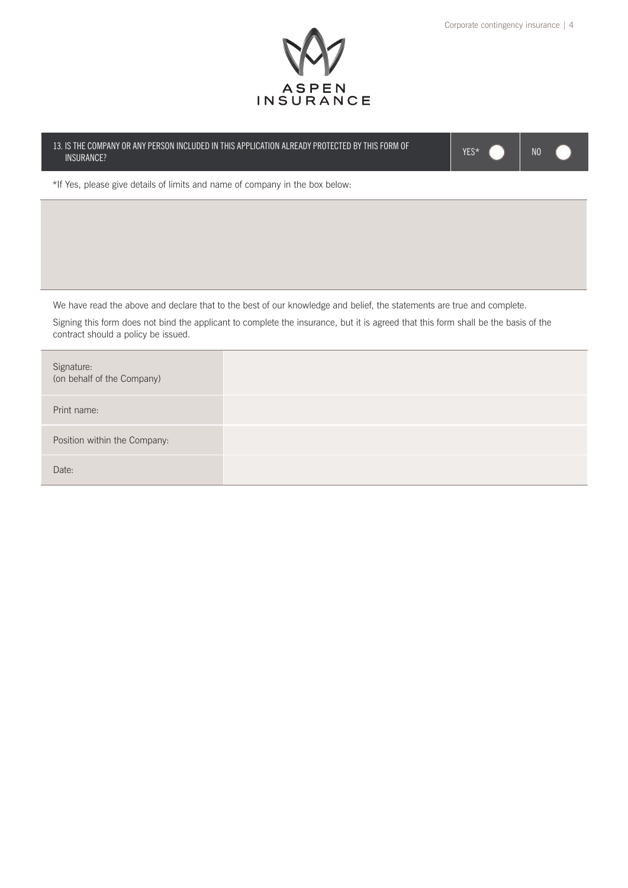| 13. IS THE COMPANY OR ANY PERSON INCLUDED IN THIS APPLICATION ALREADY PROTECTED BY THIS FORM OF INSURANCE? | YES* ☐ | NO ☐ |
|---|---|---|

*If Yes, please give details of limits and name of company in the box below:

| |
|---|
| |

We have read the above and declare that to the best of our knowledge and belief, the statements are true and complete.

Signing this form does not bind the applicant to complete the insurance, but it is agreed that this form shall be the basis of the contract should a policy be issued.

| | |
|---|---|
| Signature: (on behalf of the Company) | |
| Print name: | |
| Position within the Company: | |
| Date: | |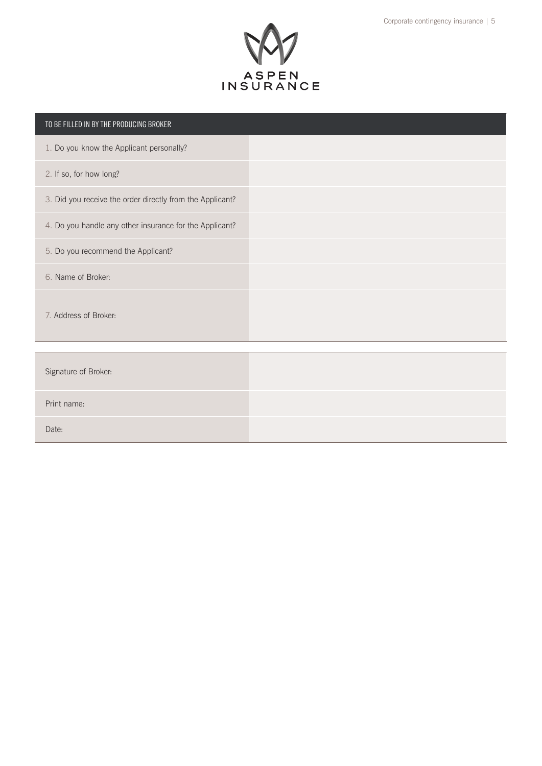ASPEN INSURANCE

| TO BE FILLED IN BY THE PRODUCING BROKER | |
|---|---|
| 1. Do you know the Applicant personally? | |
| 2. If so, for how long? | |
| 3. Did you receive the order directly from the Applicant? | |
| 4. Do you handle any other insurance for the Applicant? | |
| 5. Do you recommend the Applicant? | |
| 6. Name of Broker: | |
| 7. Address of Broker: | |

| | |
|---|---|
| Signature of Broker: | |
| Print name: | |
| Date: | |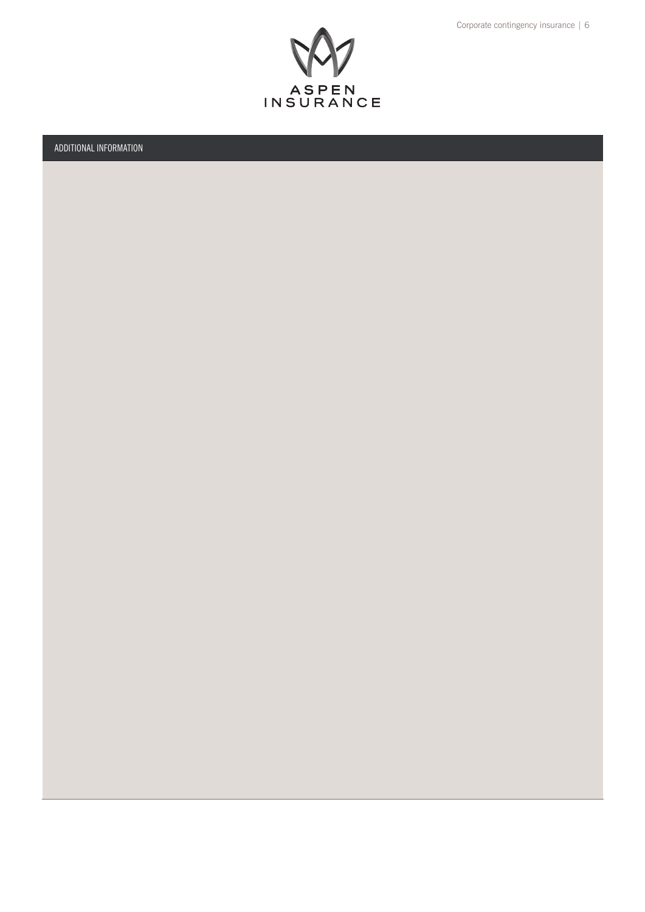## ADDITIONAL INFORMATION